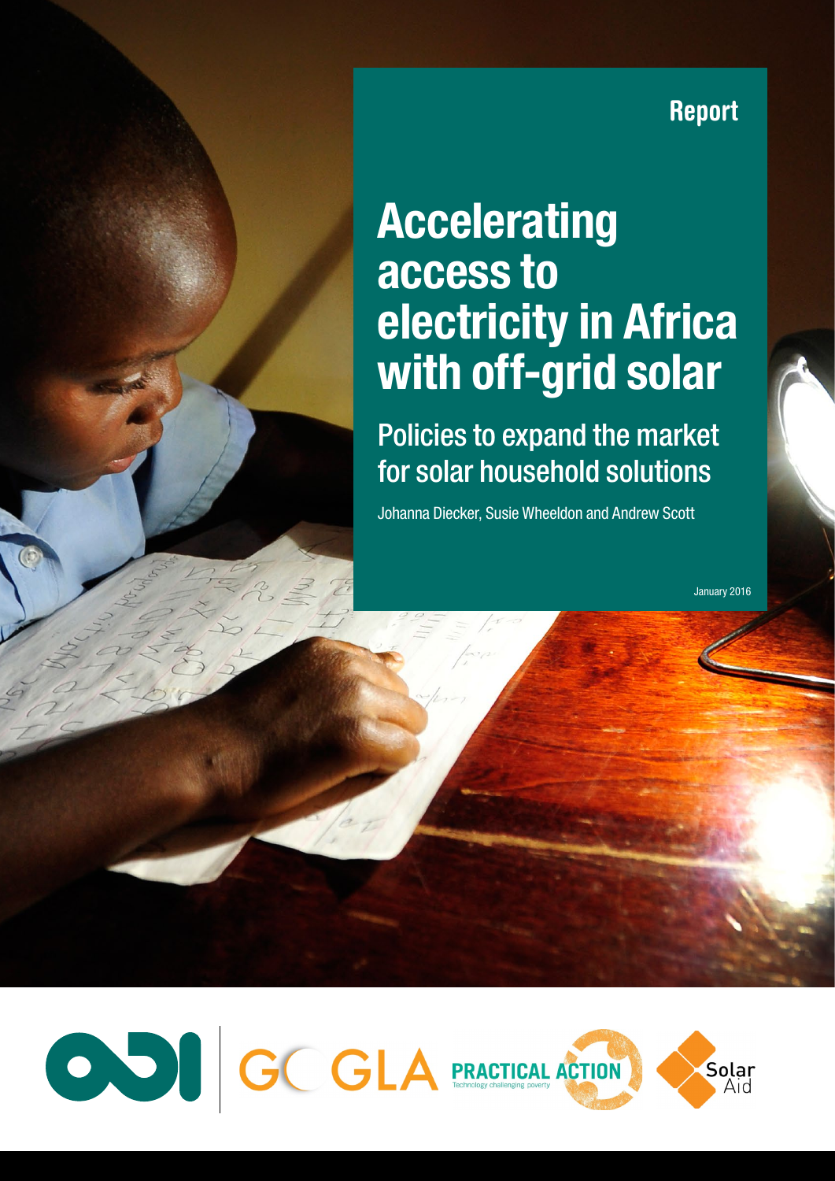Report

# Accelerating access to electricity in Africa with off-grid solar

## Policies to expand the market for solar household solutions

Johanna Diecker, Susie Wheeldon and Andrew Scott

January 2016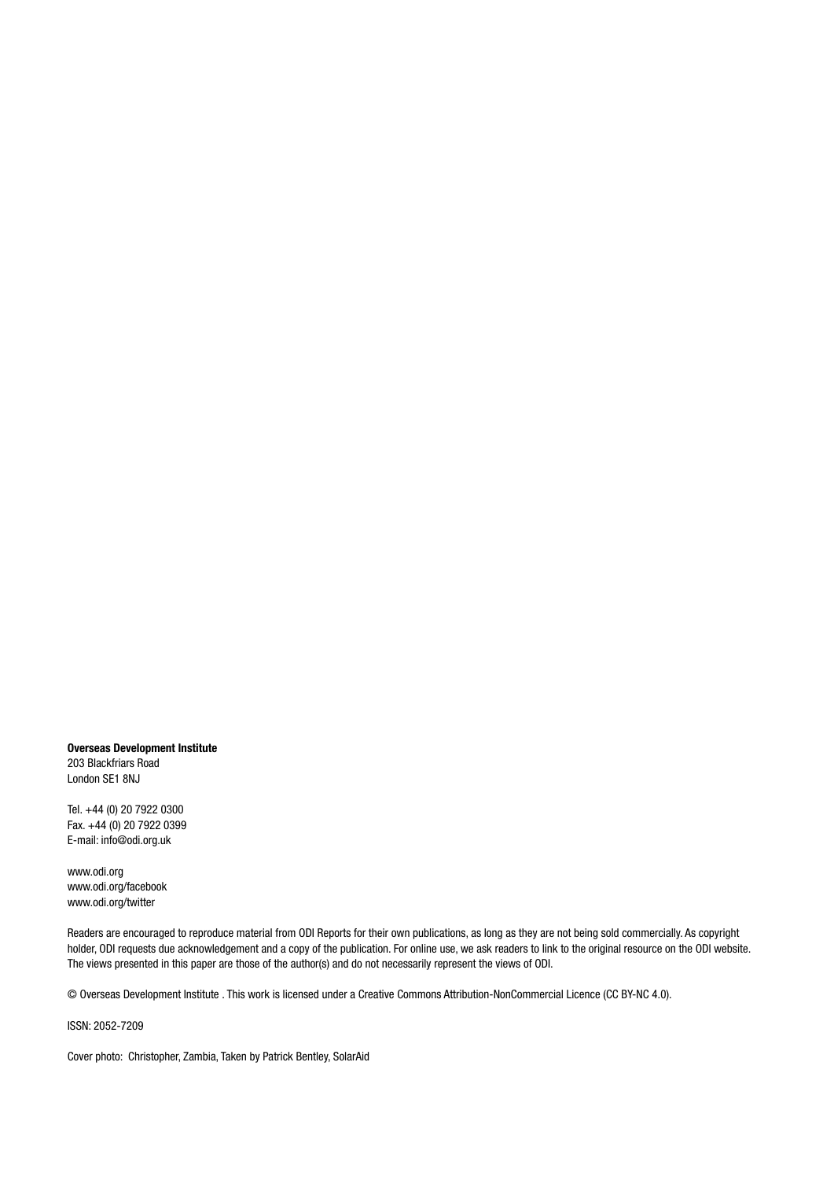**Overseas Development Institute**
203 Blackfriars Road
London SE1 8NJ

Tel. +44 (0) 20 7922 0300
Fax. +44 (0) 20 7922 0399
E-mail: info@odi.org.uk

www.odi.org
www.odi.org/facebook
www.odi.org/twitter

Readers are encouraged to reproduce material from ODI Reports for their own publications, as long as they are not being sold commercially. As copyright holder, ODI requests due acknowledgement and a copy of the publication. For online use, we ask readers to link to the original resource on the ODI website. The views presented in this paper are those of the author(s) and do not necessarily represent the views of ODI.

© Overseas Development Institute . This work is licensed under a Creative Commons Attribution-NonCommercial Licence (CC BY-NC 4.0).

ISSN: 2052-7209

Cover photo: Christopher, Zambia, Taken by Patrick Bentley, SolarAid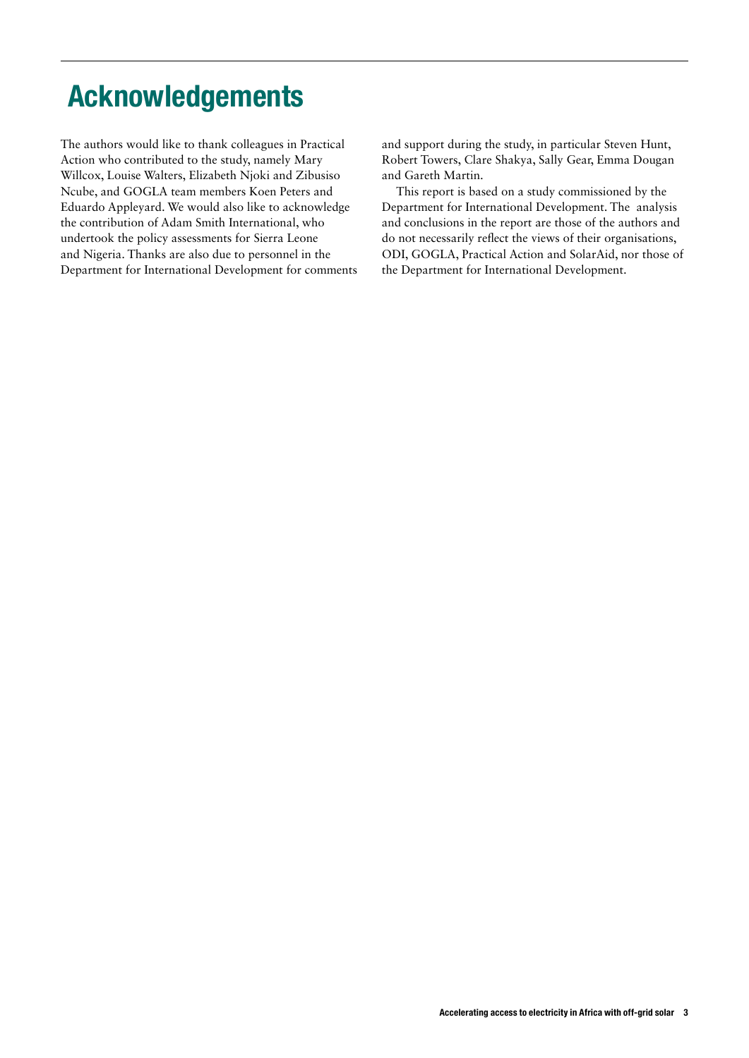# Acknowledgements

The authors would like to thank colleagues in Practical Action who contributed to the study, namely Mary Willcox, Louise Walters, Elizabeth Njoki and Zibusiso Ncube, and GOGLA team members Koen Peters and Eduardo Appleyard. We would also like to acknowledge the contribution of Adam Smith International, who undertook the policy assessments for Sierra Leone and Nigeria. Thanks are also due to personnel in the Department for International Development for comments and support during the study, in particular Steven Hunt, Robert Towers, Clare Shakya, Sally Gear, Emma Dougan and Gareth Martin.

This report is based on a study commissioned by the Department for International Development. The analysis and conclusions in the report are those of the authors and do not necessarily reflect the views of their organisations, ODI, GOGLA, Practical Action and SolarAid, nor those of the Department for International Development.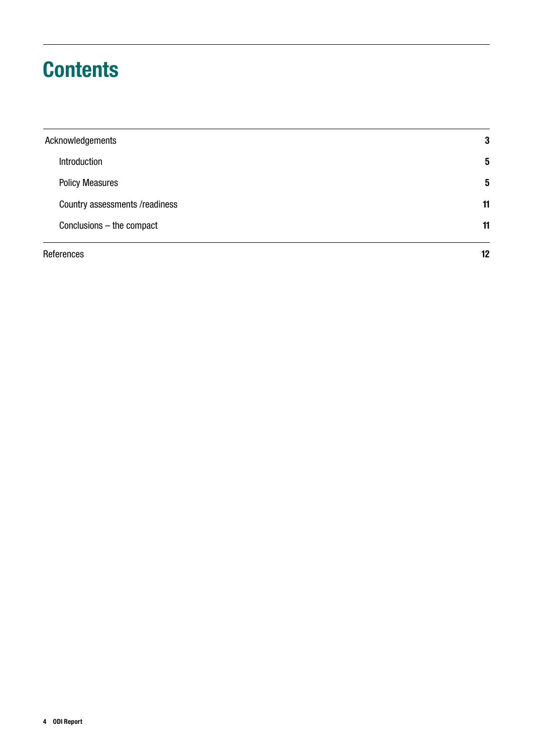# Contents

| | |
|---|---|
| Acknowledgements | 3 |
| Introduction | 5 |
| Policy Measures | 5 |
| Country assessments /readiness | 11 |
| Conclusions – the compact | 11 |
| References | 12 |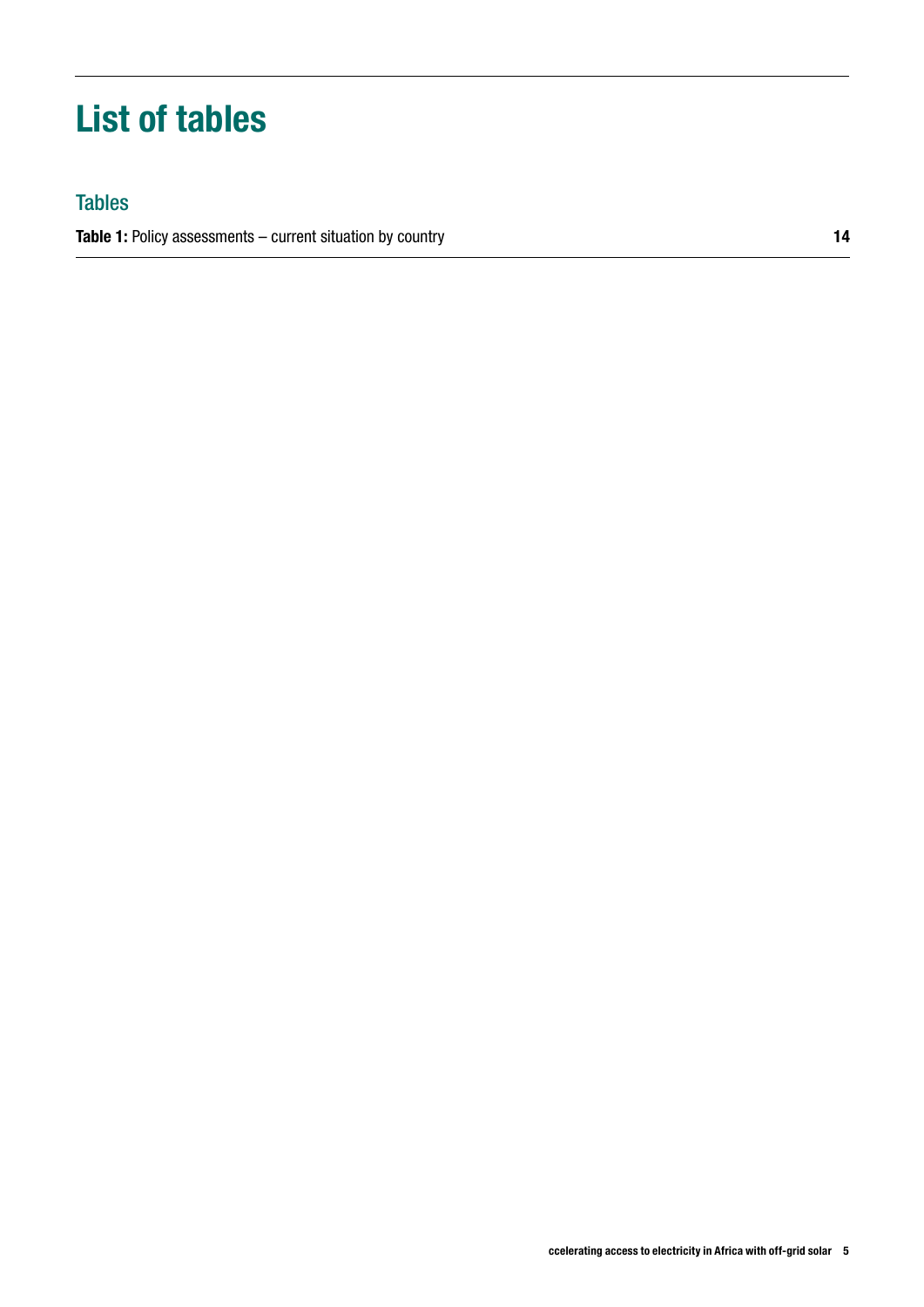# List of tables

## Tables

**Table 1:** Policy assessments – current situation by country **14**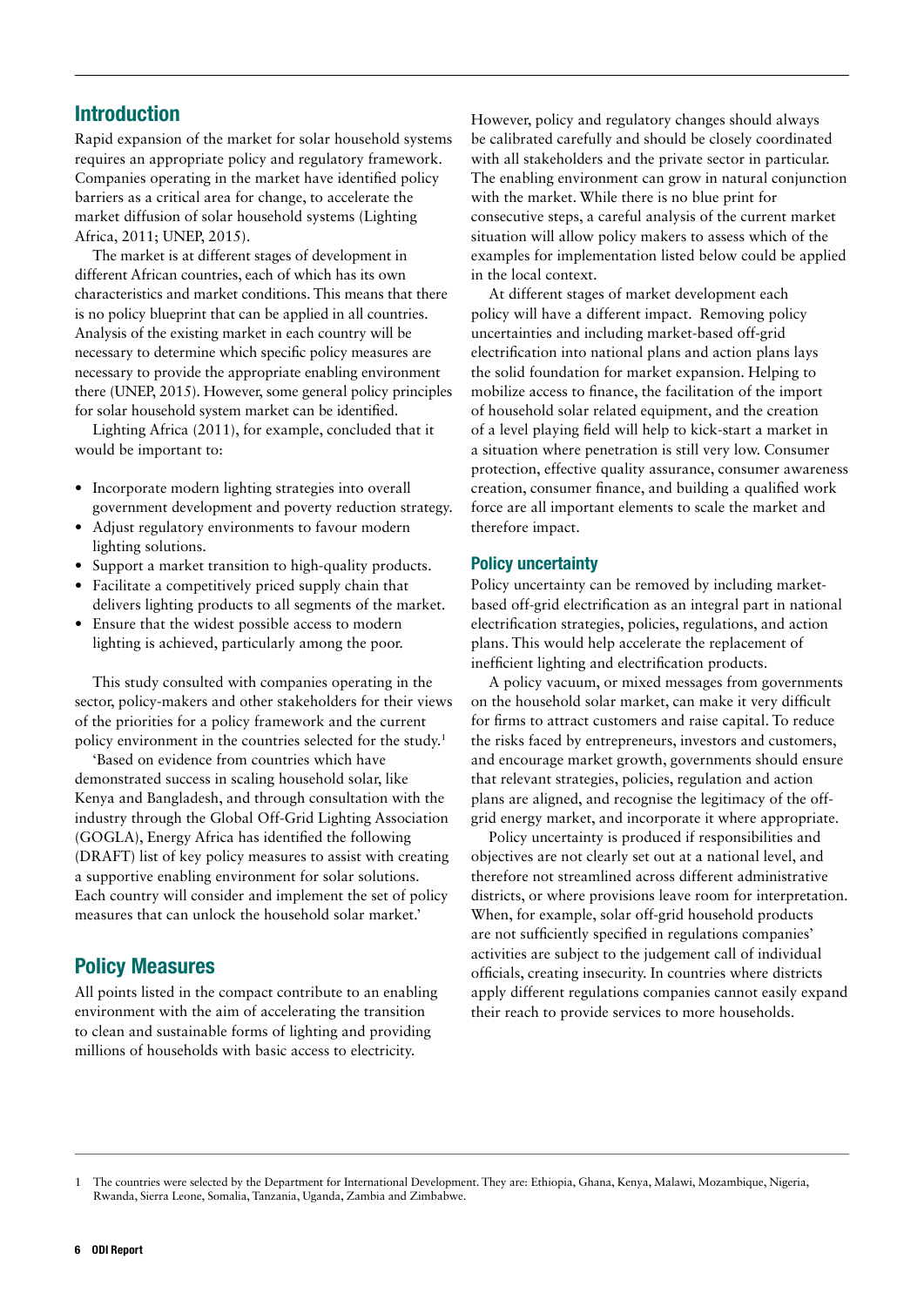## Introduction

Rapid expansion of the market for solar household systems requires an appropriate policy and regulatory framework. Companies operating in the market have identified policy barriers as a critical area for change, to accelerate the market diffusion of solar household systems (Lighting Africa, 2011; UNEP, 2015).

The market is at different stages of development in different African countries, each of which has its own characteristics and market conditions. This means that there is no policy blueprint that can be applied in all countries. Analysis of the existing market in each country will be necessary to determine which specific policy measures are necessary to provide the appropriate enabling environment there (UNEP, 2015). However, some general policy principles for solar household system market can be identified.

Lighting Africa (2011), for example, concluded that it would be important to:

- Incorporate modern lighting strategies into overall government development and poverty reduction strategy.
- Adjust regulatory environments to favour modern lighting solutions.
- Support a market transition to high-quality products.
- Facilitate a competitively priced supply chain that delivers lighting products to all segments of the market.
- Ensure that the widest possible access to modern lighting is achieved, particularly among the poor.

This study consulted with companies operating in the sector, policy-makers and other stakeholders for their views of the priorities for a policy framework and the current policy environment in the countries selected for the study.[1]

'Based on evidence from countries which have demonstrated success in scaling household solar, like Kenya and Bangladesh, and through consultation with the industry through the Global Off-Grid Lighting Association (GOGLA), Energy Africa has identified the following (DRAFT) list of key policy measures to assist with creating a supportive enabling environment for solar solutions. Each country will consider and implement the set of policy measures that can unlock the household solar market.'

## Policy Measures

All points listed in the compact contribute to an enabling environment with the aim of accelerating the transition to clean and sustainable forms of lighting and providing millions of households with basic access to electricity.

However, policy and regulatory changes should always be calibrated carefully and should be closely coordinated with all stakeholders and the private sector in particular. The enabling environment can grow in natural conjunction with the market. While there is no blue print for consecutive steps, a careful analysis of the current market situation will allow policy makers to assess which of the examples for implementation listed below could be applied in the local context.

At different stages of market development each policy will have a different impact. Removing policy uncertainties and including market-based off-grid electrification into national plans and action plans lays the solid foundation for market expansion. Helping to mobilize access to finance, the facilitation of the import of household solar related equipment, and the creation of a level playing field will help to kick-start a market in a situation where penetration is still very low. Consumer protection, effective quality assurance, consumer awareness creation, consumer finance, and building a qualified work force are all important elements to scale the market and therefore impact.

### Policy uncertainty

Policy uncertainty can be removed by including market-based off-grid electrification as an integral part in national electrification strategies, policies, regulations, and action plans. This would help accelerate the replacement of inefficient lighting and electrification products.

A policy vacuum, or mixed messages from governments on the household solar market, can make it very difficult for firms to attract customers and raise capital. To reduce the risks faced by entrepreneurs, investors and customers, and encourage market growth, governments should ensure that relevant strategies, policies, regulation and action plans are aligned, and recognise the legitimacy of the off-grid energy market, and incorporate it where appropriate.

Policy uncertainty is produced if responsibilities and objectives are not clearly set out at a national level, and therefore not streamlined across different administrative districts, or where provisions leave room for interpretation. When, for example, solar off-grid household products are not sufficiently specified in regulations companies' activities are subject to the judgement call of individual officials, creating insecurity. In countries where districts apply different regulations companies cannot easily expand their reach to provide services to more households.

---

1 The countries were selected by the Department for International Development. They are: Ethiopia, Ghana, Kenya, Malawi, Mozambique, Nigeria, Rwanda, Sierra Leone, Somalia, Tanzania, Uganda, Zambia and Zimbabwe.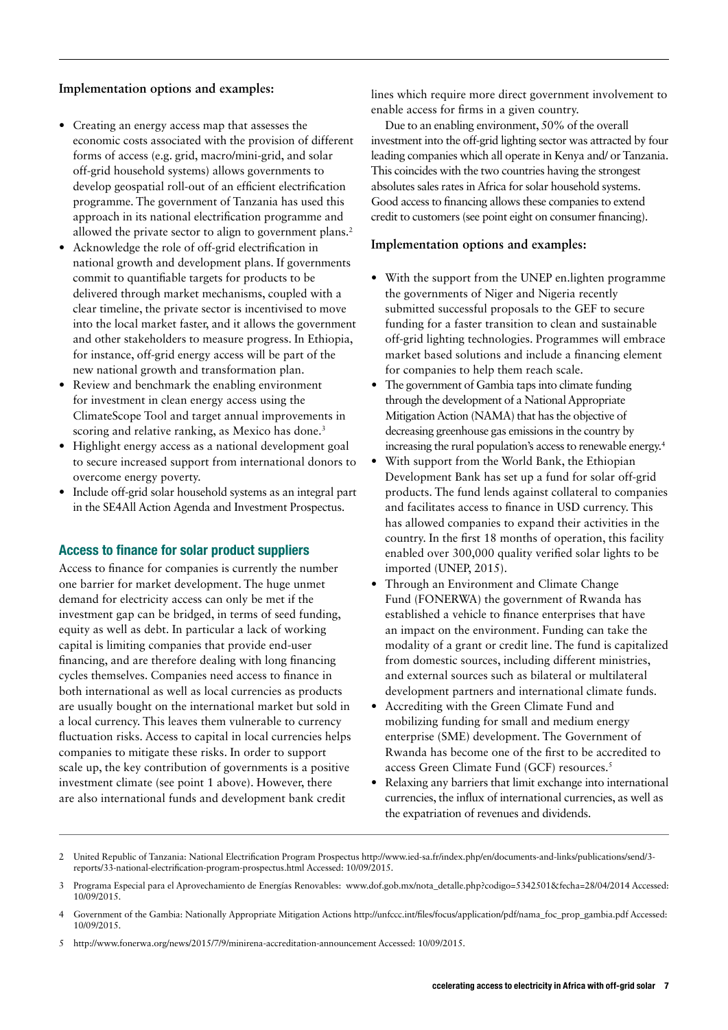**Implementation options and examples:**

- Creating an energy access map that assesses the economic costs associated with the provision of different forms of access (e.g. grid, macro/mini-grid, and solar off-grid household systems) allows governments to develop geospatial roll-out of an efficient electrification programme. The government of Tanzania has used this approach in its national electrification programme and allowed the private sector to align to government plans.[2]
- Acknowledge the role of off-grid electrification in national growth and development plans. If governments commit to quantifiable targets for products to be delivered through market mechanisms, coupled with a clear timeline, the private sector is incentivised to move into the local market faster, and it allows the government and other stakeholders to measure progress. In Ethiopia, for instance, off-grid energy access will be part of the new national growth and transformation plan.
- Review and benchmark the enabling environment for investment in clean energy access using the ClimateScope Tool and target annual improvements in scoring and relative ranking, as Mexico has done.[3]
- Highlight energy access as a national development goal to secure increased support from international donors to overcome energy poverty.
- Include off-grid solar household systems as an integral part in the SE4All Action Agenda and Investment Prospectus.

## Access to finance for solar product suppliers

Access to finance for companies is currently the number one barrier for market development. The huge unmet demand for electricity access can only be met if the investment gap can be bridged, in terms of seed funding, equity as well as debt. In particular a lack of working capital is limiting companies that provide end-user financing, and are therefore dealing with long financing cycles themselves. Companies need access to finance in both international as well as local currencies as products are usually bought on the international market but sold in a local currency. This leaves them vulnerable to currency fluctuation risks. Access to capital in local currencies helps companies to mitigate these risks. In order to support scale up, the key contribution of governments is a positive investment climate (see point 1 above). However, there are also international funds and development bank credit lines which require more direct government involvement to enable access for firms in a given country.

Due to an enabling environment, 50% of the overall investment into the off-grid lighting sector was attracted by four leading companies which all operate in Kenya and/ or Tanzania. This coincides with the two countries having the strongest absolutes sales rates in Africa for solar household systems. Good access to financing allows these companies to extend credit to customers (see point eight on consumer financing).

**Implementation options and examples:**

- With the support from the UNEP en.lighten programme the governments of Niger and Nigeria recently submitted successful proposals to the GEF to secure funding for a faster transition to clean and sustainable off-grid lighting technologies. Programmes will embrace market based solutions and include a financing element for companies to help them reach scale.
- The government of Gambia taps into climate funding through the development of a National Appropriate Mitigation Action (NAMA) that has the objective of decreasing greenhouse gas emissions in the country by increasing the rural population's access to renewable energy.[4]
- With support from the World Bank, the Ethiopian Development Bank has set up a fund for solar off-grid products. The fund lends against collateral to companies and facilitates access to finance in USD currency. This has allowed companies to expand their activities in the country. In the first 18 months of operation, this facility enabled over 300,000 quality verified solar lights to be imported (UNEP, 2015).
- Through an Environment and Climate Change Fund (FONERWA) the government of Rwanda has established a vehicle to finance enterprises that have an impact on the environment. Funding can take the modality of a grant or credit line. The fund is capitalized from domestic sources, including different ministries, and external sources such as bilateral or multilateral development partners and international climate funds.
- Accrediting with the Green Climate Fund and mobilizing funding for small and medium energy enterprise (SME) development. The Government of Rwanda has become one of the first to be accredited to access Green Climate Fund (GCF) resources.[5]
- Relaxing any barriers that limit exchange into international currencies, the influx of international currencies, as well as the expatriation of revenues and dividends.

---

2 United Republic of Tanzania: National Electrification Program Prospectus http://www.ied-sa.fr/index.php/en/documents-and-links/publications/send/3-reports/33-national-electrification-program-prospectus.html Accessed: 10/09/2015.

3 Programa Especial para el Aprovechamiento de Energías Renovables: www.dof.gob.mx/nota_detalle.php?codigo=5342501&fecha=28/04/2014 Accessed: 10/09/2015.

4 Government of the Gambia: Nationally Appropriate Mitigation Actions http://unfccc.int/files/focus/application/pdf/nama_foc_prop_gambia.pdf Accessed: 10/09/2015.

5 http://www.fonerwa.org/news/2015/7/9/minirena-accreditation-announcement Accessed: 10/09/2015.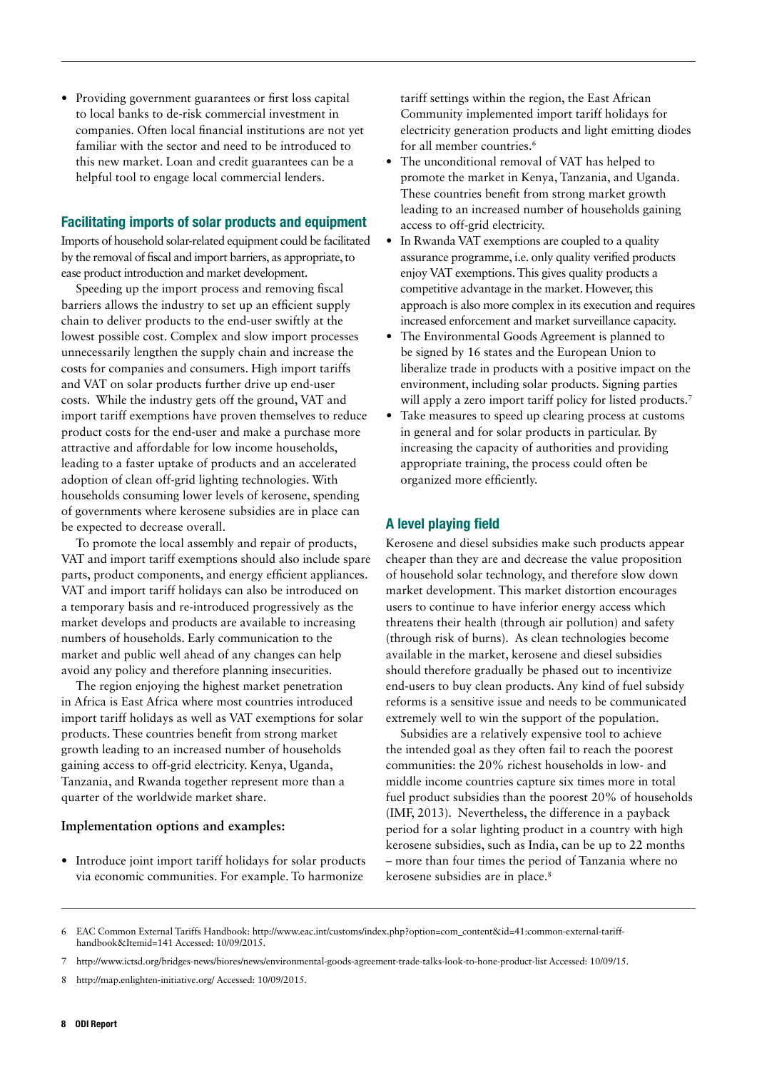- Providing government guarantees or first loss capital to local banks to de-risk commercial investment in companies. Often local financial institutions are not yet familiar with the sector and need to be introduced to this new market. Loan and credit guarantees can be a helpful tool to engage local commercial lenders.

## Facilitating imports of solar products and equipment

Imports of household solar-related equipment could be facilitated by the removal of fiscal and import barriers, as appropriate, to ease product introduction and market development.

Speeding up the import process and removing fiscal barriers allows the industry to set up an efficient supply chain to deliver products to the end-user swiftly at the lowest possible cost. Complex and slow import processes unnecessarily lengthen the supply chain and increase the costs for companies and consumers. High import tariffs and VAT on solar products further drive up end-user costs. While the industry gets off the ground, VAT and import tariff exemptions have proven themselves to reduce product costs for the end-user and make a purchase more attractive and affordable for low income households, leading to a faster uptake of products and an accelerated adoption of clean off-grid lighting technologies. With households consuming lower levels of kerosene, spending of governments where kerosene subsidies are in place can be expected to decrease overall.

To promote the local assembly and repair of products, VAT and import tariff exemptions should also include spare parts, product components, and energy efficient appliances. VAT and import tariff holidays can also be introduced on a temporary basis and re-introduced progressively as the market develops and products are available to increasing numbers of households. Early communication to the market and public well ahead of any changes can help avoid any policy and therefore planning insecurities.

The region enjoying the highest market penetration in Africa is East Africa where most countries introduced import tariff holidays as well as VAT exemptions for solar products. These countries benefit from strong market growth leading to an increased number of households gaining access to off-grid electricity. Kenya, Uganda, Tanzania, and Rwanda together represent more than a quarter of the worldwide market share.

**Implementation options and examples:**

- Introduce joint import tariff holidays for solar products via economic communities. For example. To harmonize tariff settings within the region, the East African Community implemented import tariff holidays for electricity generation products and light emitting diodes for all member countries.[6]
- The unconditional removal of VAT has helped to promote the market in Kenya, Tanzania, and Uganda. These countries benefit from strong market growth leading to an increased number of households gaining access to off-grid electricity.
- In Rwanda VAT exemptions are coupled to a quality assurance programme, i.e. only quality verified products enjoy VAT exemptions. This gives quality products a competitive advantage in the market. However, this approach is also more complex in its execution and requires increased enforcement and market surveillance capacity.
- The Environmental Goods Agreement is planned to be signed by 16 states and the European Union to liberalize trade in products with a positive impact on the environment, including solar products. Signing parties will apply a zero import tariff policy for listed products.[7]
- Take measures to speed up clearing process at customs in general and for solar products in particular. By increasing the capacity of authorities and providing appropriate training, the process could often be organized more efficiently.

## A level playing field

Kerosene and diesel subsidies make such products appear cheaper than they are and decrease the value proposition of household solar technology, and therefore slow down market development. This market distortion encourages users to continue to have inferior energy access which threatens their health (through air pollution) and safety (through risk of burns). As clean technologies become available in the market, kerosene and diesel subsidies should therefore gradually be phased out to incentivize end-users to buy clean products. Any kind of fuel subsidy reforms is a sensitive issue and needs to be communicated extremely well to win the support of the population.

Subsidies are a relatively expensive tool to achieve the intended goal as they often fail to reach the poorest communities: the 20% richest households in low- and middle income countries capture six times more in total fuel product subsidies than the poorest 20% of households (IMF, 2013). Nevertheless, the difference in a payback period for a solar lighting product in a country with high kerosene subsidies, such as India, can be up to 22 months – more than four times the period of Tanzania where no kerosene subsidies are in place.[8]

---

6 EAC Common External Tariffs Handbook: http://www.eac.int/customs/index.php?option=com_content&id=41:common-external-tariff-handbook&Itemid=141 Accessed: 10/09/2015.

7 http://www.ictsd.org/bridges-news/biores/news/environmental-goods-agreement-trade-talks-look-to-hone-product-list Accessed: 10/09/15.

8 http://map.enlighten-initiative.org/ Accessed: 10/09/2015.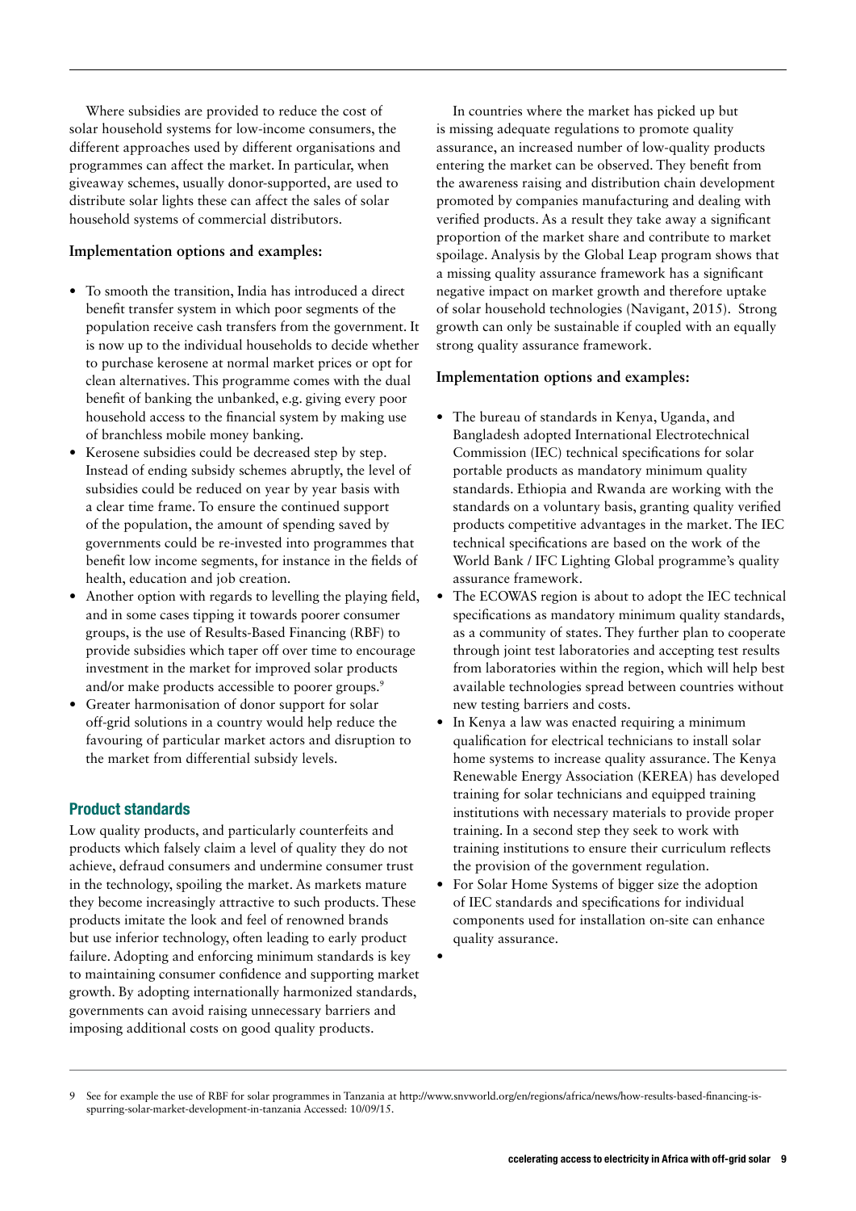Where subsidies are provided to reduce the cost of solar household systems for low-income consumers, the different approaches used by different organisations and programmes can affect the market. In particular, when giveaway schemes, usually donor-supported, are used to distribute solar lights these can affect the sales of solar household systems of commercial distributors.

**Implementation options and examples:**

- To smooth the transition, India has introduced a direct benefit transfer system in which poor segments of the population receive cash transfers from the government. It is now up to the individual households to decide whether to purchase kerosene at normal market prices or opt for clean alternatives. This programme comes with the dual benefit of banking the unbanked, e.g. giving every poor household access to the financial system by making use of branchless mobile money banking.
- Kerosene subsidies could be decreased step by step. Instead of ending subsidy schemes abruptly, the level of subsidies could be reduced on year by year basis with a clear time frame. To ensure the continued support of the population, the amount of spending saved by governments could be re-invested into programmes that benefit low income segments, for instance in the fields of health, education and job creation.
- Another option with regards to levelling the playing field, and in some cases tipping it towards poorer consumer groups, is the use of Results-Based Financing (RBF) to provide subsidies which taper off over time to encourage investment in the market for improved solar products and/or make products accessible to poorer groups.[9]
- Greater harmonisation of donor support for solar off-grid solutions in a country would help reduce the favouring of particular market actors and disruption to the market from differential subsidy levels.

## Product standards

Low quality products, and particularly counterfeits and products which falsely claim a level of quality they do not achieve, defraud consumers and undermine consumer trust in the technology, spoiling the market. As markets mature they become increasingly attractive to such products. These products imitate the look and feel of renowned brands but use inferior technology, often leading to early product failure. Adopting and enforcing minimum standards is key to maintaining consumer confidence and supporting market growth. By adopting internationally harmonized standards, governments can avoid raising unnecessary barriers and imposing additional costs on good quality products.

In countries where the market has picked up but is missing adequate regulations to promote quality assurance, an increased number of low-quality products entering the market can be observed. They benefit from the awareness raising and distribution chain development promoted by companies manufacturing and dealing with verified products. As a result they take away a significant proportion of the market share and contribute to market spoilage. Analysis by the Global Leap program shows that a missing quality assurance framework has a significant negative impact on market growth and therefore uptake of solar household technologies (Navigant, 2015). Strong growth can only be sustainable if coupled with an equally strong quality assurance framework.

**Implementation options and examples:**

- The bureau of standards in Kenya, Uganda, and Bangladesh adopted International Electrotechnical Commission (IEC) technical specifications for solar portable products as mandatory minimum quality standards. Ethiopia and Rwanda are working with the standards on a voluntary basis, granting quality verified products competitive advantages in the market. The IEC technical specifications are based on the work of the World Bank / IFC Lighting Global programme's quality assurance framework.
- The ECOWAS region is about to adopt the IEC technical specifications as mandatory minimum quality standards, as a community of states. They further plan to cooperate through joint test laboratories and accepting test results from laboratories within the region, which will help best available technologies spread between countries without new testing barriers and costs.
- In Kenya a law was enacted requiring a minimum qualification for electrical technicians to install solar home systems to increase quality assurance. The Kenya Renewable Energy Association (KEREA) has developed training for solar technicians and equipped training institutions with necessary materials to provide proper training. In a second step they seek to work with training institutions to ensure their curriculum reflects the provision of the government regulation.
- For Solar Home Systems of bigger size the adoption of IEC standards and specifications for individual components used for installation on-site can enhance quality assurance.

---

9 See for example the use of RBF for solar programmes in Tanzania at http://www.snvworld.org/en/regions/africa/news/how-results-based-financing-is-spurring-solar-market-development-in-tanzania Accessed: 10/09/15.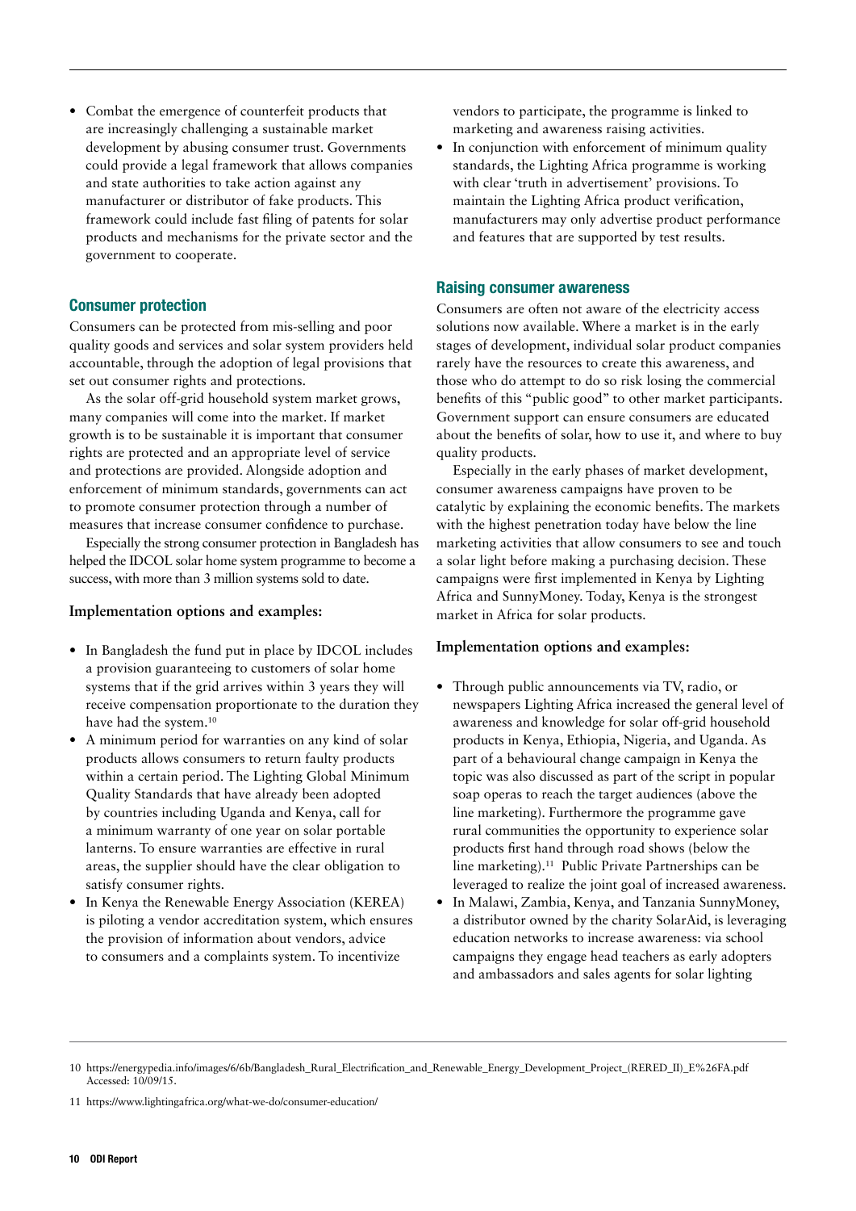- Combat the emergence of counterfeit products that are increasingly challenging a sustainable market development by abusing consumer trust. Governments could provide a legal framework that allows companies and state authorities to take action against any manufacturer or distributor of fake products. This framework could include fast filing of patents for solar products and mechanisms for the private sector and the government to cooperate.

## Consumer protection

Consumers can be protected from mis-selling and poor quality goods and services and solar system providers held accountable, through the adoption of legal provisions that set out consumer rights and protections.

As the solar off-grid household system market grows, many companies will come into the market. If market growth is to be sustainable it is important that consumer rights are protected and an appropriate level of service and protections are provided. Alongside adoption and enforcement of minimum standards, governments can act to promote consumer protection through a number of measures that increase consumer confidence to purchase.

Especially the strong consumer protection in Bangladesh has helped the IDCOL solar home system programme to become a success, with more than 3 million systems sold to date.

### Implementation options and examples:

- In Bangladesh the fund put in place by IDCOL includes a provision guaranteeing to customers of solar home systems that if the grid arrives within 3 years they will receive compensation proportionate to the duration they have had the system.[10]
- A minimum period for warranties on any kind of solar products allows consumers to return faulty products within a certain period. The Lighting Global Minimum Quality Standards that have already been adopted by countries including Uganda and Kenya, call for a minimum warranty of one year on solar portable lanterns. To ensure warranties are effective in rural areas, the supplier should have the clear obligation to satisfy consumer rights.
- In Kenya the Renewable Energy Association (KEREA) is piloting a vendor accreditation system, which ensures the provision of information about vendors, advice to consumers and a complaints system. To incentivize vendors to participate, the programme is linked to marketing and awareness raising activities.
- In conjunction with enforcement of minimum quality standards, the Lighting Africa programme is working with clear 'truth in advertisement' provisions. To maintain the Lighting Africa product verification, manufacturers may only advertise product performance and features that are supported by test results.

## Raising consumer awareness

Consumers are often not aware of the electricity access solutions now available. Where a market is in the early stages of development, individual solar product companies rarely have the resources to create this awareness, and those who do attempt to do so risk losing the commercial benefits of this "public good" to other market participants. Government support can ensure consumers are educated about the benefits of solar, how to use it, and where to buy quality products.

Especially in the early phases of market development, consumer awareness campaigns have proven to be catalytic by explaining the economic benefits. The markets with the highest penetration today have below the line marketing activities that allow consumers to see and touch a solar light before making a purchasing decision. These campaigns were first implemented in Kenya by Lighting Africa and SunnyMoney. Today, Kenya is the strongest market in Africa for solar products.

### Implementation options and examples:

- Through public announcements via TV, radio, or newspapers Lighting Africa increased the general level of awareness and knowledge for solar off-grid household products in Kenya, Ethiopia, Nigeria, and Uganda. As part of a behavioural change campaign in Kenya the topic was also discussed as part of the script in popular soap operas to reach the target audiences (above the line marketing). Furthermore the programme gave rural communities the opportunity to experience solar products first hand through road shows (below the line marketing).[11] Public Private Partnerships can be leveraged to realize the joint goal of increased awareness.
- In Malawi, Zambia, Kenya, and Tanzania SunnyMoney, a distributor owned by the charity SolarAid, is leveraging education networks to increase awareness: via school campaigns they engage head teachers as early adopters and ambassadors and sales agents for solar lighting

---

10 https://energypedia.info/images/6/6b/Bangladesh_Rural_Electrification_and_Renewable_Energy_Development_Project_(RERED_II)_E%26FA.pdf Accessed: 10/09/15.

11 https://www.lightingafrica.org/what-we-do/consumer-education/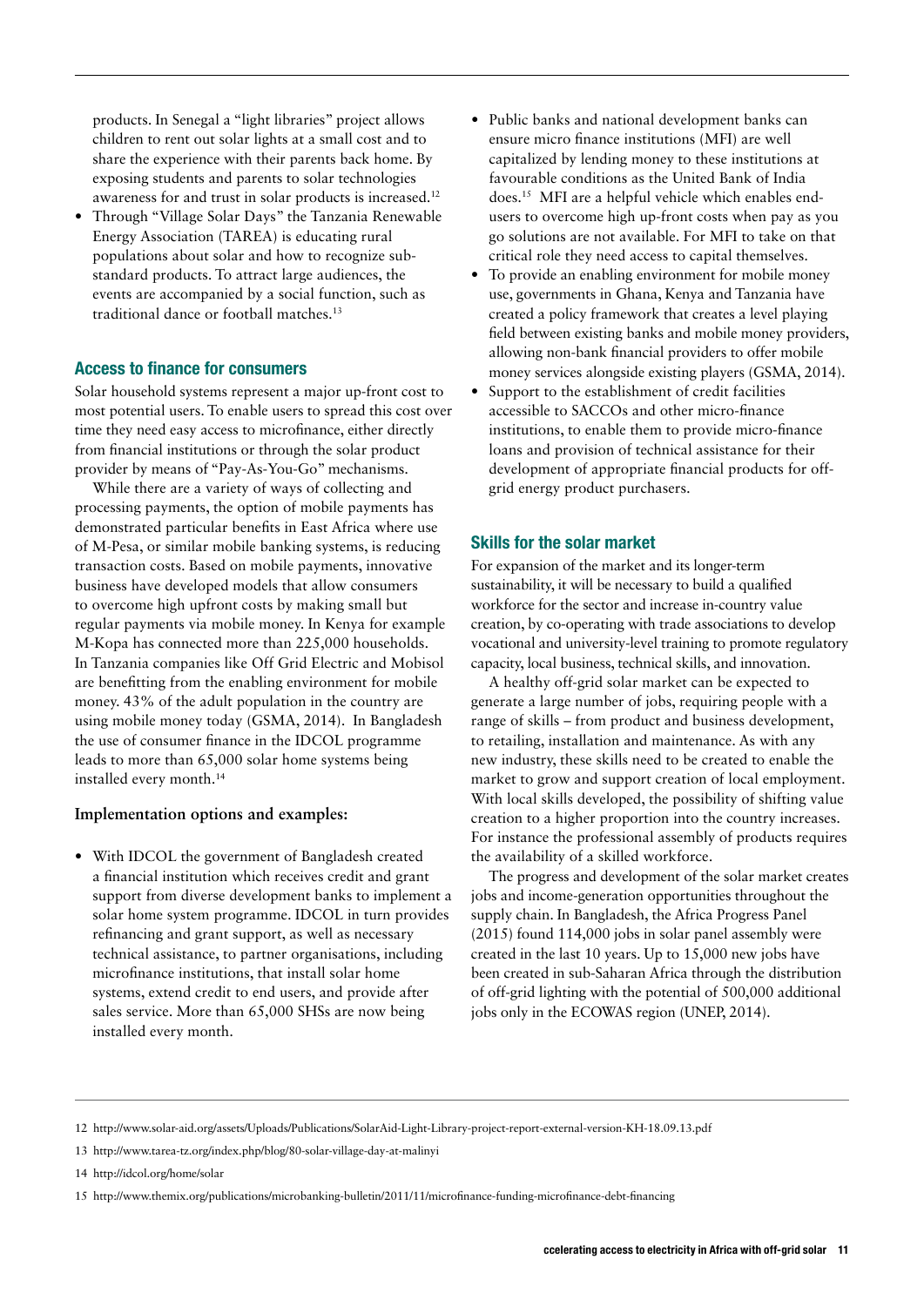products. In Senegal a "light libraries" project allows children to rent out solar lights at a small cost and to share the experience with their parents back home. By exposing students and parents to solar technologies awareness for and trust in solar products is increased.[12]

- Through "Village Solar Days" the Tanzania Renewable Energy Association (TAREA) is educating rural populations about solar and how to recognize sub-standard products. To attract large audiences, the events are accompanied by a social function, such as traditional dance or football matches.[13]

### Access to finance for consumers

Solar household systems represent a major up-front cost to most potential users. To enable users to spread this cost over time they need easy access to microfinance, either directly from financial institutions or through the solar product provider by means of "Pay-As-You-Go" mechanisms.

While there are a variety of ways of collecting and processing payments, the option of mobile payments has demonstrated particular benefits in East Africa where use of M-Pesa, or similar mobile banking systems, is reducing transaction costs. Based on mobile payments, innovative business have developed models that allow consumers to overcome high upfront costs by making small but regular payments via mobile money. In Kenya for example M-Kopa has connected more than 225,000 households. In Tanzania companies like Off Grid Electric and Mobisol are benefitting from the enabling environment for mobile money. 43% of the adult population in the country are using mobile money today (GSMA, 2014). In Bangladesh the use of consumer finance in the IDCOL programme leads to more than 65,000 solar home systems being installed every month.[14]

#### Implementation options and examples:

- With IDCOL the government of Bangladesh created a financial institution which receives credit and grant support from diverse development banks to implement a solar home system programme. IDCOL in turn provides refinancing and grant support, as well as necessary technical assistance, to partner organisations, including microfinance institutions, that install solar home systems, extend credit to end users, and provide after sales service. More than 65,000 SHSs are now being installed every month.
- Public banks and national development banks can ensure micro finance institutions (MFI) are well capitalized by lending money to these institutions at favourable conditions as the United Bank of India does.[15] MFI are a helpful vehicle which enables end-users to overcome high up-front costs when pay as you go solutions are not available. For MFI to take on that critical role they need access to capital themselves.
- To provide an enabling environment for mobile money use, governments in Ghana, Kenya and Tanzania have created a policy framework that creates a level playing field between existing banks and mobile money providers, allowing non-bank financial providers to offer mobile money services alongside existing players (GSMA, 2014).
- Support to the establishment of credit facilities accessible to SACCOs and other micro-finance institutions, to enable them to provide micro-finance loans and provision of technical assistance for their development of appropriate financial products for off-grid energy product purchasers.

### Skills for the solar market

For expansion of the market and its longer-term sustainability, it will be necessary to build a qualified workforce for the sector and increase in-country value creation, by co-operating with trade associations to develop vocational and university-level training to promote regulatory capacity, local business, technical skills, and innovation.

A healthy off-grid solar market can be expected to generate a large number of jobs, requiring people with a range of skills – from product and business development, to retailing, installation and maintenance. As with any new industry, these skills need to be created to enable the market to grow and support creation of local employment. With local skills developed, the possibility of shifting value creation to a higher proportion into the country increases. For instance the professional assembly of products requires the availability of a skilled workforce.

The progress and development of the solar market creates jobs and income-generation opportunities throughout the supply chain. In Bangladesh, the Africa Progress Panel (2015) found 114,000 jobs in solar panel assembly were created in the last 10 years. Up to 15,000 new jobs have been created in sub-Saharan Africa through the distribution of off-grid lighting with the potential of 500,000 additional jobs only in the ECOWAS region (UNEP, 2014).

---

12 http://www.solar-aid.org/assets/Uploads/Publications/SolarAid-Light-Library-project-report-external-version-KH-18.09.13.pdf

13 http://www.tarea-tz.org/index.php/blog/80-solar-village-day-at-malinyi

14 http://idcol.org/home/solar

15 http://www.themix.org/publications/microbanking-bulletin/2011/11/microfinance-funding-microfinance-debt-financing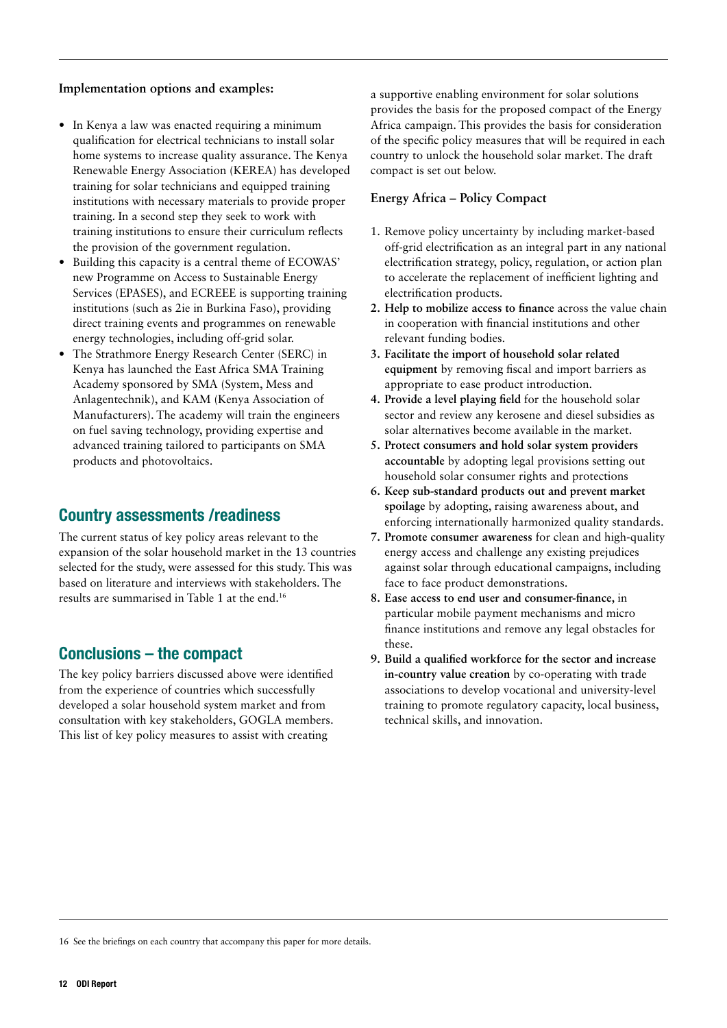**Implementation options and examples:**

- In Kenya a law was enacted requiring a minimum qualification for electrical technicians to install solar home systems to increase quality assurance. The Kenya Renewable Energy Association (KEREA) has developed training for solar technicians and equipped training institutions with necessary materials to provide proper training. In a second step they seek to work with training institutions to ensure their curriculum reflects the provision of the government regulation.
- Building this capacity is a central theme of ECOWAS' new Programme on Access to Sustainable Energy Services (EPASES), and ECREEE is supporting training institutions (such as 2ie in Burkina Faso), providing direct training events and programmes on renewable energy technologies, including off-grid solar.
- The Strathmore Energy Research Center (SERC) in Kenya has launched the East Africa SMA Training Academy sponsored by SMA (System, Mess and Anlagentechnik), and KAM (Kenya Association of Manufacturers). The academy will train the engineers on fuel saving technology, providing expertise and advanced training tailored to participants on SMA products and photovoltaics.

## Country assessments /readiness

The current status of key policy areas relevant to the expansion of the solar household market in the 13 countries selected for the study, were assessed for this study. This was based on literature and interviews with stakeholders. The results are summarised in Table 1 at the end.[16]

## Conclusions – the compact

The key policy barriers discussed above were identified from the experience of countries which successfully developed a solar household system market and from consultation with key stakeholders, GOGLA members. This list of key policy measures to assist with creating a supportive enabling environment for solar solutions provides the basis for the proposed compact of the Energy Africa campaign. This provides the basis for consideration of the specific policy measures that will be required in each country to unlock the household solar market. The draft compact is set out below.

**Energy Africa – Policy Compact**

1. Remove policy uncertainty by including market-based off-grid electrification as an integral part in any national electrification strategy, policy, regulation, or action plan to accelerate the replacement of inefficient lighting and electrification products.
2. **Help to mobilize access to finance** across the value chain in cooperation with financial institutions and other relevant funding bodies.
3. **Facilitate the import of household solar related equipment** by removing fiscal and import barriers as appropriate to ease product introduction.
4. **Provide a level playing field** for the household solar sector and review any kerosene and diesel subsidies as solar alternatives become available in the market.
5. **Protect consumers and hold solar system providers accountable** by adopting legal provisions setting out household solar consumer rights and protections
6. **Keep sub-standard products out and prevent market spoilage** by adopting, raising awareness about, and enforcing internationally harmonized quality standards.
7. **Promote consumer awareness** for clean and high-quality energy access and challenge any existing prejudices against solar through educational campaigns, including face to face product demonstrations.
8. **Ease access to end user and consumer-finance,** in particular mobile payment mechanisms and micro finance institutions and remove any legal obstacles for these.
9. **Build a qualified workforce for the sector and increase in-country value creation** by co-operating with trade associations to develop vocational and university-level training to promote regulatory capacity, local business, technical skills, and innovation.

16 See the briefings on each country that accompany this paper for more details.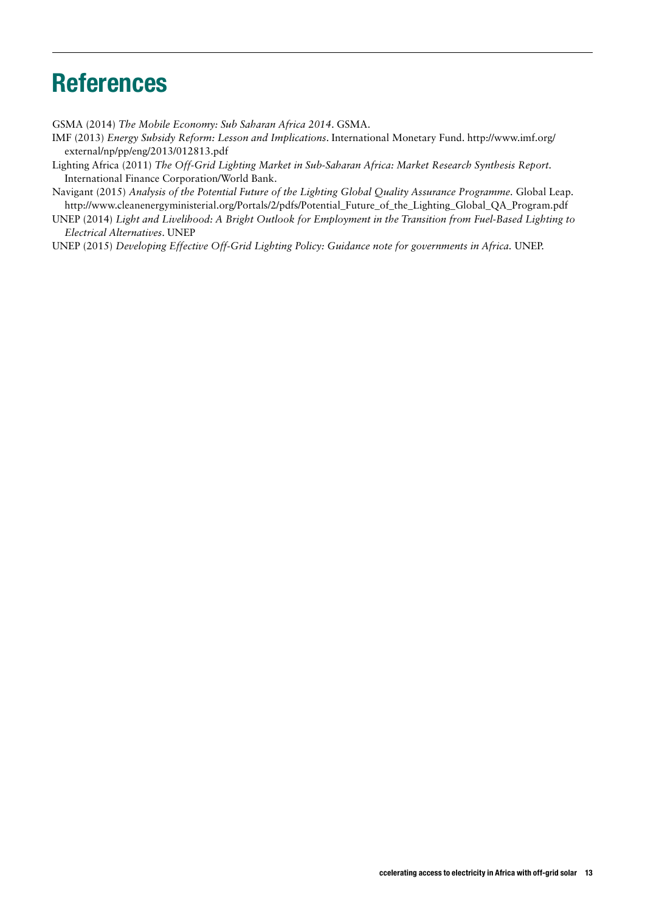# References

GSMA (2014) *The Mobile Economy: Sub Saharan Africa 2014*. GSMA.

IMF (2013) *Energy Subsidy Reform: Lesson and Implications*. International Monetary Fund. http://www.imf.org/external/np/pp/eng/2013/012813.pdf

Lighting Africa (2011) *The Off-Grid Lighting Market in Sub-Saharan Africa: Market Research Synthesis Report*. International Finance Corporation/World Bank.

Navigant (2015) *Analysis of the Potential Future of the Lighting Global Quality Assurance Programme.* Global Leap. http://www.cleanenergyministerial.org/Portals/2/pdfs/Potential_Future_of_the_Lighting_Global_QA_Program.pdf

UNEP (2014) *Light and Livelihood: A Bright Outlook for Employment in the Transition from Fuel-Based Lighting to Electrical Alternatives*. UNEP

UNEP (2015) *Developing Effective Off-Grid Lighting Policy: Guidance note for governments in Africa.* UNEP.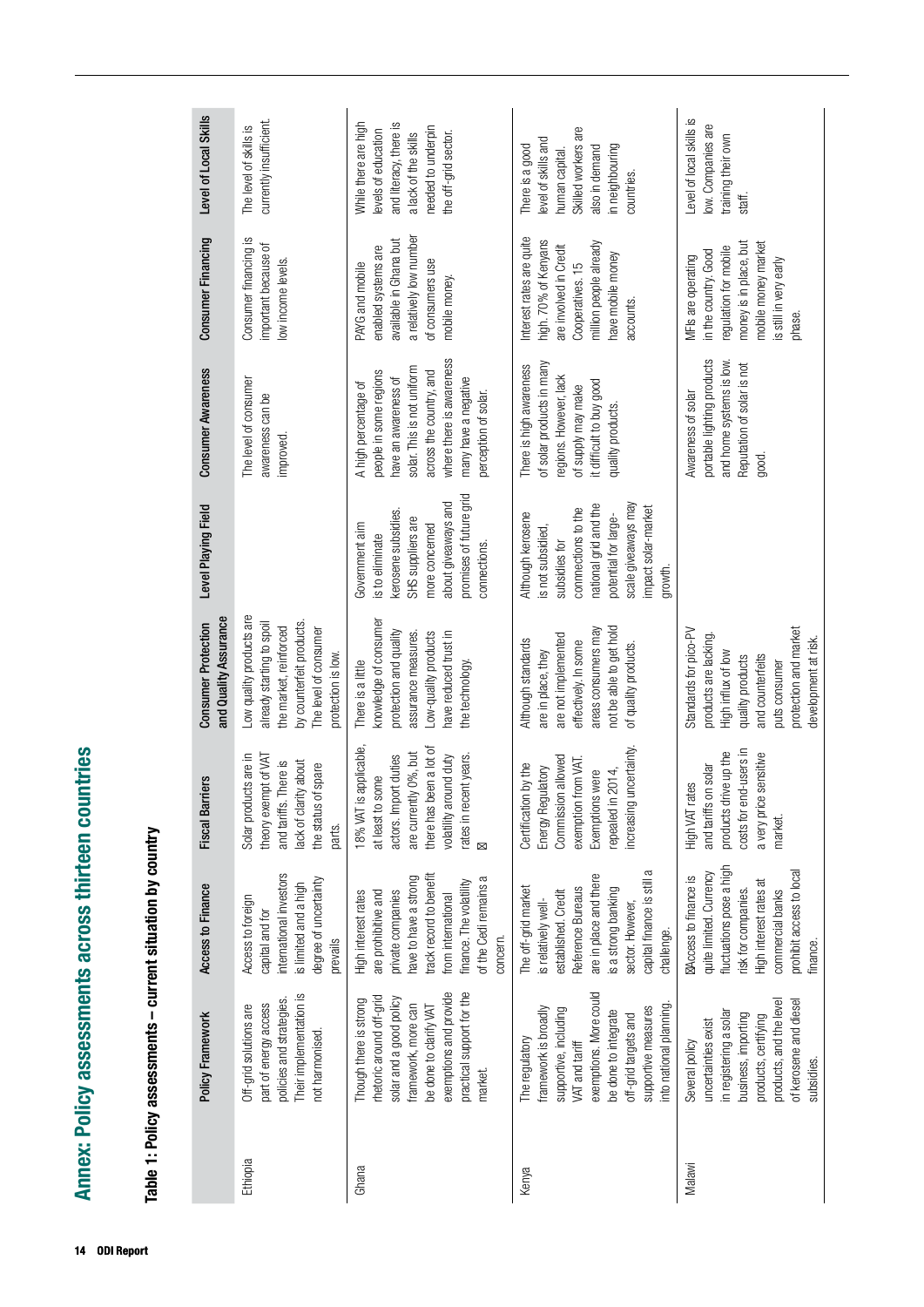# Annex: Policy assessments across thirteen countries

## Table 1: Policy assessments – current situation by country

| | Policy Framework | Access to Finance | Fiscal Barriers | Consumer Protection and Quality Assurance | Level Playing Field | Consumer Awareness | Consumer Financing | Level of Local Skills |
|---|---|---|---|---|---|---|---|---|
| Ethiopia | Off-grid solutions are part of energy access policies and strategies. Their implementation is not harmonised. | Access to foreign capital and for international investors is limited and a high degree of uncertainty prevails | Solar products are in theory exempt of VAT and tariffs. There is lack of clarity about the status of spare parts. | Low quality products are already starting to spoil the market, reinforced by counterfeit products. The level of consumer protection is low. | | The level of consumer awareness can be improved. | Consumer financing is important because of low income levels. | The level of skills is currently insufficient. |
| Ghana | Though there is strong rhetoric around off-grid solar and a good policy framework, more can be done to clarify VAT exemptions and provide practical support for the market. | High interest rates are prohibitive and private companies have to have a strong track record to benefit from international finance. The volatility of the Cedi remains a concern. | 18% VAT is applicable, at least to some actors. Import duties are currently 0%, but there has been a lot of volatility around duty rates in recent years. ⊠ | There is a little knowledge of consumer protection and quality assurance measures. Low-quality products have reduced trust in the technology. | Government aim is to eliminate kerosene subsidies. SHS suppliers are more concerned about giveaways and promises of future grid connections. | A high percentage of people in some regions have an awareness of solar. This is not uniform across the country, and where there is awareness many have a negative perception of solar. | PAYG and mobile enabled systems are available in Ghana but a relatively low number of consumers use mobile money. | While there are high levels of education and literacy, there is a lack of the skills needed to underpin the off-grid sector. |
| Kenya | The regulatory framework is broadly supportive, including VAT and tariff exemptions. More could be done to integrate off-grid targets and supportive measures into national planning. | The off-grid market is relatively well-established. Credit Reference Bureaus are in place and there is a strong banking sector. However, capital finance is still a challenge. | Certification by the Energy Regulatory Commission allowed exemption from VAT. Exemptions were repealed in 2014, increasing uncertainty. | Although standards are in place, they are not implemented effectively. In some areas consumers may not be able to get hold of quality products. | Although kerosene is not subsidied, subsidies for connections to the national grid and the potential for large-scale giveaways may impact solar-market growth. | There is high awareness of solar products in many regions. However, lack of supply may make it difficult to buy good quality products. | Interest rates are quite high. 70% of Kenyans are involved in Credit Cooperatives. 15 million people already have mobile money accounts. | There is a good level of skills and human capital. Skilled workers are also in demand in neighbouring countries. |
| Malawi | Several policy uncertainties exist in registering a solar business, importing products, certifying products, and the level of kerosene and diesel subsidies. | ⊠Access to finance is quite limited. Currency fluctuations pose a high risk for companies. High interest rates at commercial banks prohibit access to local finance. | High VAT rates and tariffs on solar products drive up the costs for end-users in a very price sensitive market. | Standards for pico-PV products are lacking. High influx of low quality products and counterfeits puts consumer protection and market development at risk. | | Awareness of solar portable lighting products and home systems is low. Reputation of solar is not good. | MFIs are operating in the country. Good regulation for mobile money is in place, but mobile money market is still in very early phase. | Level of local skills is low. Companies are training their own staff. |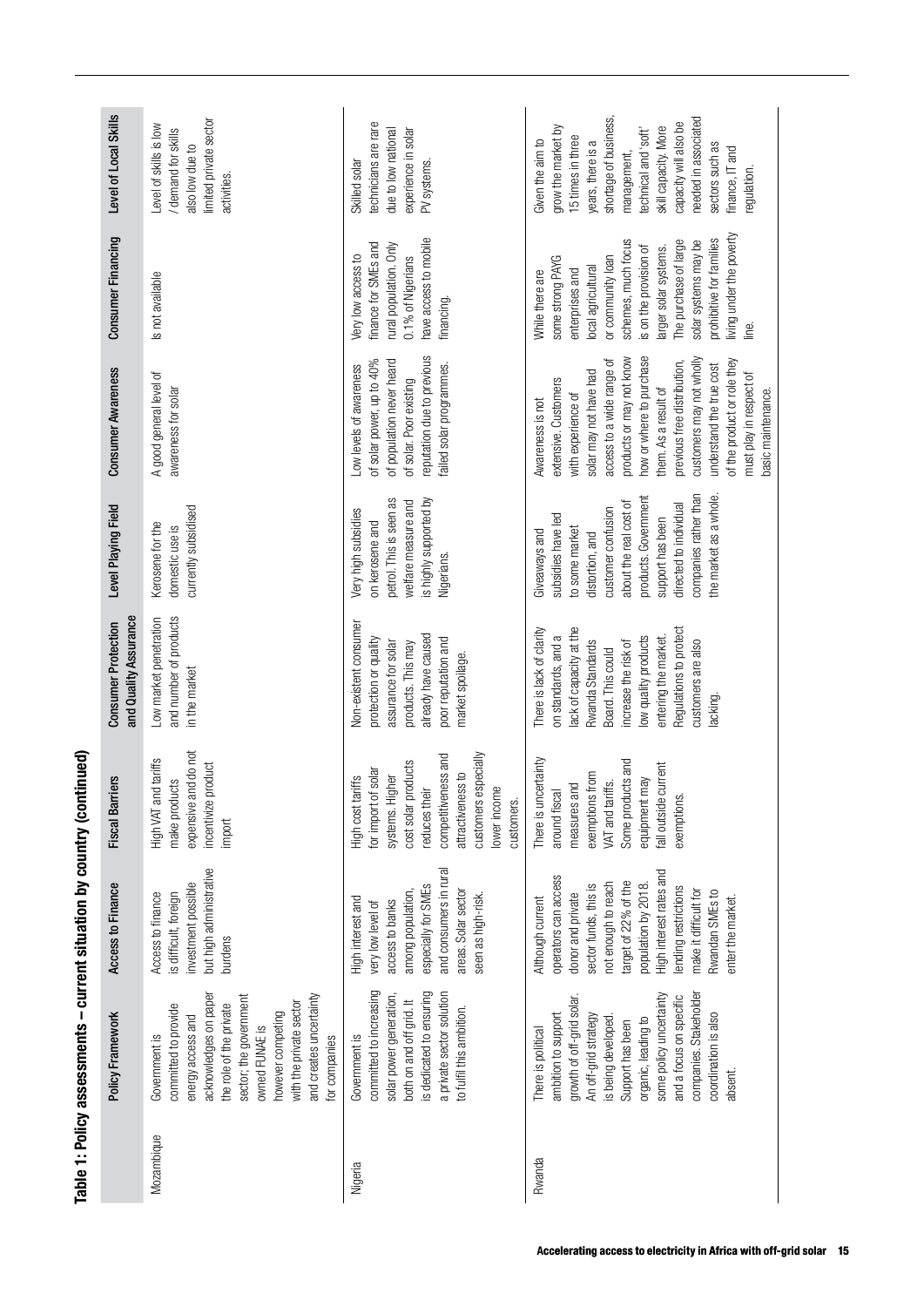**Table 1: Policy assessments – current situation by country (continued)**

| | Policy Framework | Access to Finance | Fiscal Barriers | Consumer Protection and Quality Assurance | Level Playing Field | Consumer Awareness | Consumer Financing | Level of Local Skills |
|---|---|---|---|---|---|---|---|---|
| Mozambique | Government is committed to provide energy access and acknowledges on paper the role of the private sector; the government owned FUNAE is however competing with the private sector and creates uncertainty for companies | Access to finance is difficult, foreign investment possible but high administrative burdens | High VAT and tariffs make products expensive and do not incentivize product import | Low market penetration and number of products in the market | Kerosene for the domestic use is currently subsidised | A good general level of awareness for solar | Is not available | Level of skills is low / demand for skills also low due to limited private sector activities. |
| Nigeria | Government is committed to increasing solar power generation, both on and off grid. It is dedicated to ensuring a private sector solution to fulfil this ambition. | High interest and very low level of access to banks among population, especially for SMEs and consumers in rural areas. Solar sector seen as high-risk. | High cost tariffs for import of solar systems. Higher cost solar products reduces their competitiveness and attractiveness to customers especially lower income customers. | Non-existent consumer protection or quality assurance for solar products. This may already have caused poor reputation and market spoilage. | Very high subsidies on kerosene and petrol. This is seen as welfare measure and is highly supported by Nigerians. | Low levels of awareness of solar power, up to 40% of population never heard of solar. Poor existing reputation due to previous failed solar programmes. | Very low access to finance for SMEs and rural population. Only 0.1% of Nigerians have access to mobile financing. | Skilled solar technicians are rare due to low national experience in solar PV systems. |
| Rwanda | There is political ambition to support growth of off-grid solar. An off-grid strategy is being developed. Support has been organic, leading to some policy uncertainty and a focus on specific companies. Stakeholder coordination is also absent. | Although current operators can access donor and private sector funds, this is not enough to reach target of 22% of the population by 2018. High interest rates and lending restrictions make it difficult for Rwandan SMEs to enter the market. | There is uncertainty around fiscal measures and exemptions from VAT and tariffs. Some products and equipment may fall outside current exemptions. | There is lack of clarity on standards, and a lack of capacity at the Rwanda Standards Board. This could increase the risk of low quality products entering the market. Regulations to protect customers are also lacking. | Giveaways and subsidies have led to some market distortion, and customer confusion about the real cost of products. Government support has been directed to individual companies rather than the market as a whole. | Awareness is not extensive. Customers with experience of solar may not have had access to a wide range of products or may not know how or where to purchase them. As a result of previous free distribution, customers may not wholly understand the true cost of the product or role they must play in respect of basic maintenance. | While there are some strong PAYG enterprises and local agricultural or community loan schemes, much focus is on the provision of larger solar systems. The purchase of large solar systems may be prohibitive for families living under the poverty line. | Given the aim to grow the market by 15 times in three years, there is a shortage of business, management, technical and 'soft' skill capacity. More capacity will also be needed in associated sectors such as finance, IT and regulation. |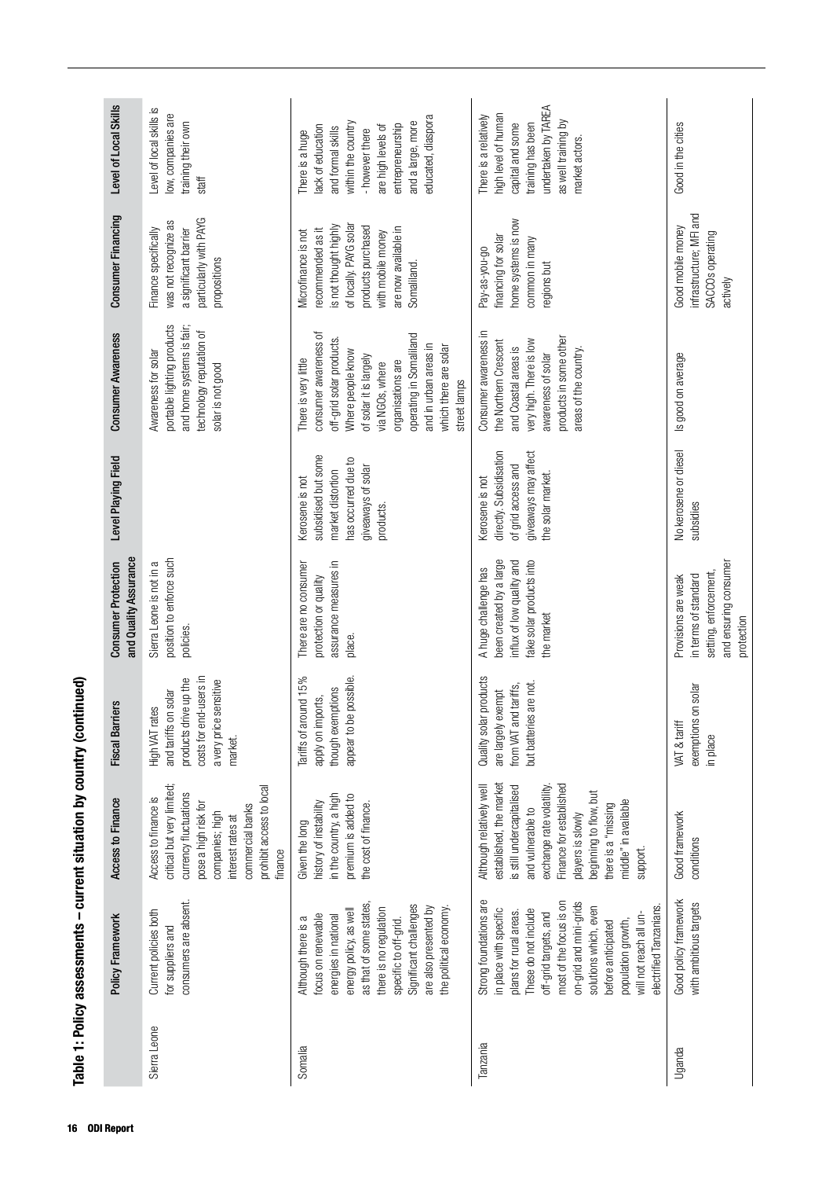**Table 1: Policy assessments – current situation by country (continued)**

| | Policy Framework | Access to Finance | Fiscal Barriers | Consumer Protection and Quality Assurance | Level Playing Field | Consumer Awareness | Consumer Financing | Level of Local Skills |
|---|---|---|---|---|---|---|---|---|
| Sierra Leone | Current policies both for suppliers and consumers are absent. | Access to finance is critical but very limited; currency fluctuations pose a high risk for companies; high interest rates at commercial banks prohibit access to local finance | High VAT rates and tariffs on solar products drive up the costs for end-users in a very price sensitive market. | Sierra Leone is not in a position to enforce such policies. | | Awareness for solar portable lighting products and home systems is fair; technology reputation of solar is not good | Finance specifically was not recognize as a significant barrier particularly with PAYG propositions | Level of local skills is low, companies are training their own staff |
| Somalia | Although there is a focus on renewable energies in national energy policy, as well as that of some states, there is no regulation specific to off-grid. Significant challenges are also presented by the political economy. | Given the long history of instability in the country, a high premium is added to the cost of finance. | Tariffs of around 15% apply on imports, though exemptions appear to be possible. | There are no consumer protection or quality assurance measures in place. | Kerosene is not subsidised but some market distortion has occurred due to giveaways of solar products. | There is a very little consumer awareness of off-grid solar products. Where people know of solar it is largely via NGOs, where organisations are operating in Somaliland and in urban areas in which there are solar street lamps | Microfinance is not recommended as it is not thought highly of locally. PAYG solar products purchased with mobile money are now available in Somaliland. | There is a huge lack of education and formal skills within the country - however there are high levels of entrepreneurship and a large, more educated, diaspora |
| Tanzania | Strong foundations are in place with specific plans for rural areas. These do not include off-grid targets, and most of the focus is on on-grid and mini-grids solutions which, even before anticipated population growth, will not reach all un-electrified Tanzanians. | Although relatively well established, the market is still undercapitalised and vulnerable to exchange rate volatility. Finance for established players is slowly beginning to flow, but there is a "missing middle" in available support. | Quality solar products are largely exempt from VAT and tariffs, but batteries are not. | A huge challenge has been created by a large influx of low quality and fake solar products into the market | Kerosene is not directly. Subsidisation of grid access and giveaways may affect the solar market. | Consumer awareness in the Northern Crescent and Coastal areas is very high. There is low awareness of solar products in some other areas of the country. | Pay-as-you-go financing for solar home systems is now common in many regions but | There is a relatively high level of human capital and some training has been undertaken by TAREA as well training by market actors. |
| Uganda | Good policy framework with ambitious targets | Good framework conditions | VAT & tariff exemptions on solar in place | Provisions are weak in terms of standard setting, enforcement, and ensuring consumer protection | No kerosene or diesel subsidies | Is good on average | Good mobile money infrastructure; MFI and SACCOs operating actively | Good in the cities |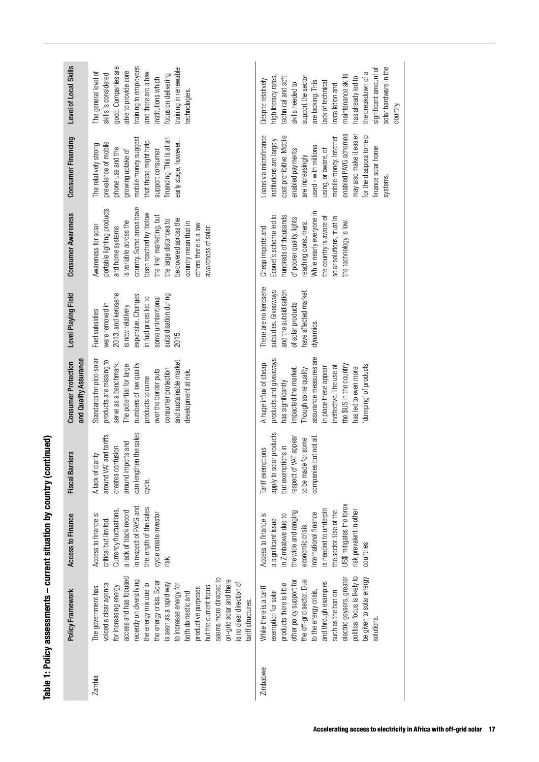## Table 1: Policy assessments – current situation by country (continued)

| | Policy Framework | Access to Finance | Fiscal Barriers | Consumer Protection and Quality Assurance | Level Playing Field | Consumer Awareness | Consumer Financing | Level of Local Skills |
|---|---|---|---|---|---|---|---|---|
| Zambia | The government has voiced a clear agenda for increasing energy access and has focused recently on diversifying the energy mix due to the energy crisis. Solar is seen as a rapid way to increase energy for both domestic and productive purposes but the current focus seems more directed to on-grid solar and there is no clear direction of tariff structures. | Access to finance is critical but limited. Currency fluctuations, a lack of track record in respect of PAYG and the length of the sales cycle create investor risk. | A lack of clarity around VAT and tariffs creates confusion around imports and can lengthen the sales cycle. | Standards for pico-solar products are missing to serve as a benchmark. The potential for large numbers of low quality products to come over the border puts consumer protection and sustainable market development at risk. | Fuel subsidies were removed in 2013, and kerosene is now relatively expensive. Changes in fuel prices led to some unintentional subsidisation during 2015. | Awareness for solar portable lighting products and home systems is variable across the country. Some areas have been reached by 'below the line' marketing, but the large distances to be covered across the country mean that in others there is a low awareness of solar. | The relatively strong prevalence of mobile phone use and the growing uptake of mobile money suggest that these might help support consumer financing. This is at an early stage, however. | The general level of skills is considered good. Companies are able to provide core training to employees and there are a few institutions which focus on delivering training in renewable technologies. |
| Zimbabwe | While there is a tariff exemption for solar products there is little other policy support for the off-grid sector. Due to the energy crisis, and through examples such as the ban on electric geysers, greater political focus is likely to be given to solar energy solutions. | Access to finance is a significant issue in Zimbabwe due to the wide and ranging economic crisis. International finance is needed to underpin the sector. Use of the US$ mitigates the forex risk prevalent in other countries | Tariff exemptions apply to solar products but exemptions in respect of VAT appear to be made for some companies but not all. | A huge influx of cheap products and giveaways has significantly impacted the market. Though some quality assurance measures are in place these appear ineffective. The use of the $US in the country has led to even more 'dumping' of products | There are no kerosene subsidies. Giveaways and the subsidisation of solar products have affected market dynamics. | Cheap imports and Econet's scheme led to hundreds of thousands of poorer quality lights reaching consumers. While nearly everyone in the country is aware of solar solutions, trust in the technology is low. | Loans via microfinance institutions are largely cost prohibitive. Mobile enabled payments are increasingly used - with millions using, or aware, of mobile money. Internet enabled PAYG schemes may also make it easier for the diaspora to help finance solar home systems. | Despite relatively high literacy rates, technical and soft skills needed to support the sector are lacking. This lack of technical installation and maintenance skills has already led to the breakdown of a significant amount of solar hardware in the country. |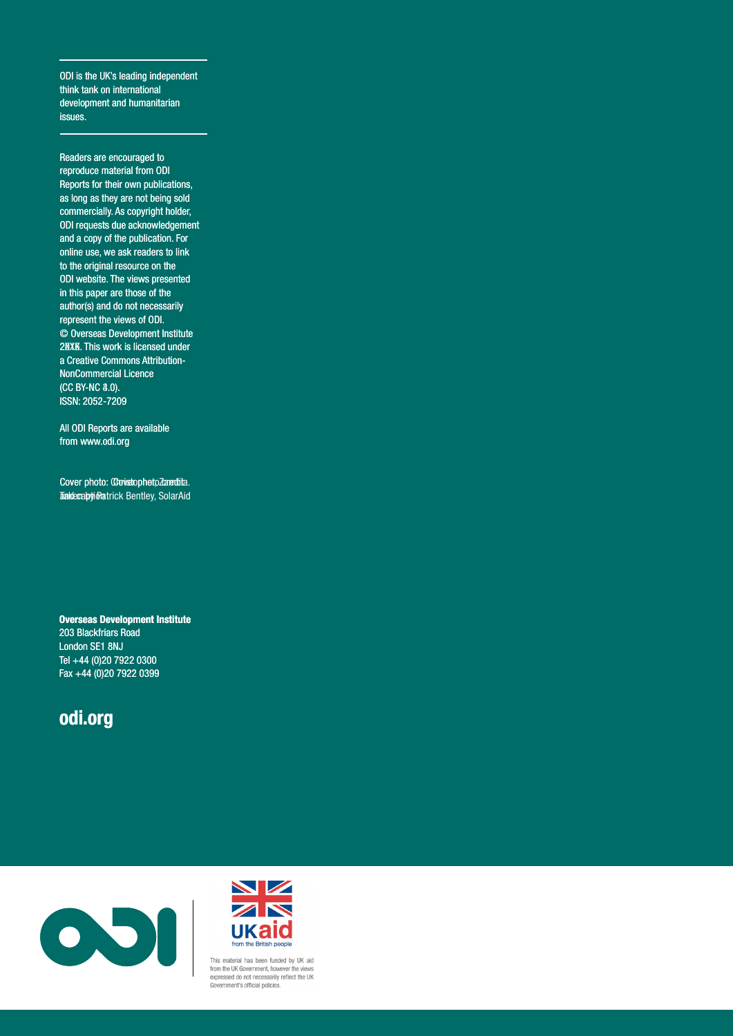ODI is the UK's leading independent think tank on international development and humanitarian issues.

Readers are encouraged to reproduce material from ODI Reports for their own publications, as long as they are not being sold commercially. As copyright holder, ODI requests due acknowledgement and a copy of the publication. For online use, we ask readers to link to the original resource on the ODI website. The views presented in this paper are those of the author(s) and do not necessarily represent the views of ODI.
© Overseas Development Institute 2016. This work is licensed under a Creative Commons Attribution-NonCommercial Licence (CC BY-NC 4.0).
ISSN: 2052-7209

All ODI Reports are available from www.odi.org

Cover photo: Christopher, Zambia. Taken by Patrick Bentley, SolarAid

**Overseas Development Institute**
203 Blackfriars Road
London SE1 8NJ
Tel +44 (0)20 7922 0300
Fax +44 (0)20 7922 0399

**odi.org**

UKaid from the British people

This material has been funded by UK aid from the UK Government, however the views expressed do not necessarily reflect the UK Government's official policies.